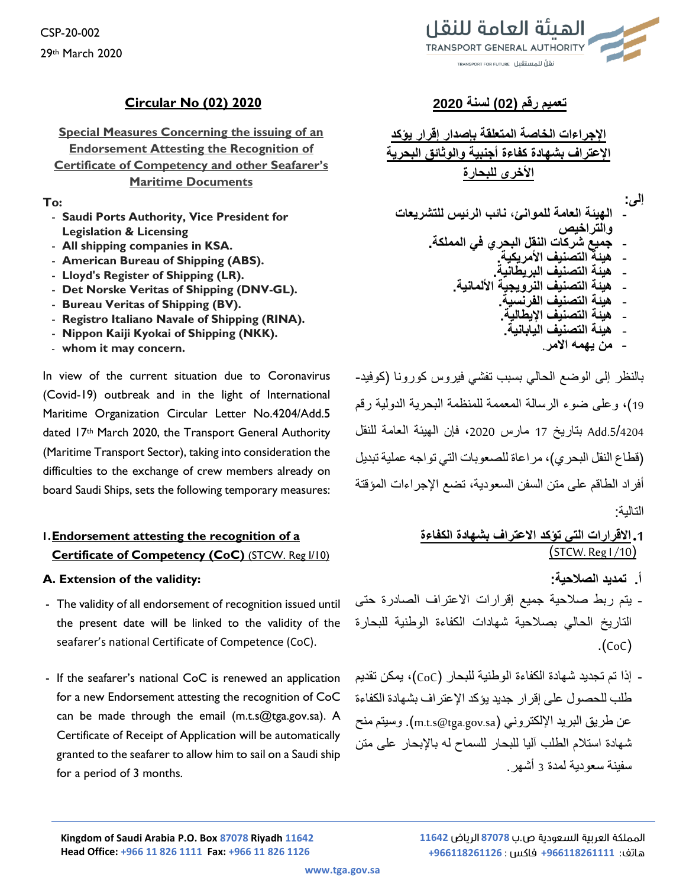CSP-20-002

29th March 2020

# Circular No (02) 2020

## Special Measures Concerning the issuing of an Endorsement Attesting the Recognition of Certificate of Competency and other Seafarer's Maritime Documents

**To:**

- **Saudi Ports Authority, Vice President for Legislation & Licensing**
- **All shipping companies in KSA.**
- **American Bureau of Shipping (ABS).**
- **Lloyd's Register of Shipping (LR).**
- **Det Norske Veritas of Shipping (DNV-GL).**
- **Bureau Veritas of Shipping (BV).**
- **Registro Italiano Navale of Shipping (RINA).**
- **Nippon Kaiji Kyokai of Shipping (NKK).**
- **whom it may concern.**

In view of the current situation due to Coronavirus (Covid-19) outbreak and in the light of International Maritime Organization Circular Letter No.4204/Add.5 dated 17th March 2020, the Transport General Authority (Maritime Transport Sector), taking into consideration the difficulties to the exchange of crew members already on board Saudi Ships, sets the following temporary measures:

### 1. Endorsement attesting the recognition of a Certificate of Competency (CoC) (STCW. Reg I/10)

**A. Extension of the validity:**

- The validity of all endorsement of recognition issued until the present date will be linked to the validity of the seafarer's national Certificate of Competence (CoC).
- If the seafarer's national CoC is renewed an application for a new Endorsement attesting the recognition of CoC can be made through the email (m.t.s@tga.gov.sa). A Certificate of Receipt of Application will be automatically granted to the seafarer to allow him to sail on a Saudi ship for a period of 3 months.

# تعميم رقم (02) لسنة 2020

## الإجراءات الخاصة المتعلقة بإصدار إقرار يؤكد الإعتراف بشهادة كفاءة أجنبية والوثائق البحرية الأخرى للبحارة

**إلى:**

- **الهيئة العامة للموانئ، نائب الرئيس للتشريعات والتراخيص**
- **جميع شركات النقل البحري في المملكة.**
- **هيئة التصنيف الأمريكية.**
- **هيئة التصنيف البريطانية.**
- **هيئة التصنيف النرويجية الألمانية.**
- **هيئة التصنيف الفرنسية.**
- **هيئة التصنيف الإيطالية.**
- **هيئة التصنيف اليابانية.**
- **من يهمه الامر.**

بالنظر إلى الوضع الحالي بسبب تفشي فيروس كورونا (كوفيد-19)، وعلى ضوء الرسالة المعممة للمنظمة البحرية الدولية رقم 4204/Add.5 بتاريخ 17 مارس 2020، فإن الهيئة العامة للنقل (قطاع النقل البحري)، مراعاة للصعوبات التي تواجه عملية تبديل أفراد الطاقم على متن السفن السعودية، تضع الإجراءات المؤقتة التالية:

### 1. الاقرارات التي تؤكد الاعتراف بشهادة الكفاءة (STCW. Reg I/10)

**أ. تمديد الصلاحية:**

- يتم ربط صلاحية جميع إقرارات الاعتراف الصادرة حتى التاريخ الحالي بصلاحية شهادات الكفاءة الوطنية للبحارة (CoC).
- إذا تم تجديد شهادة الكفاءة الوطنية للبحار (CoC)، يمكن تقديم طلب للحصول على إقرار جديد يؤكد الإعتراف بشهادة الكفاءة عن طريق البريد الإلكتروني (m.t.s@tga.gov.sa). وسيتم منح شهادة استلام الطلب آليا للبحار للسماح له بالإبحار على متن سفينة سعودية لمدة 3 أشهر.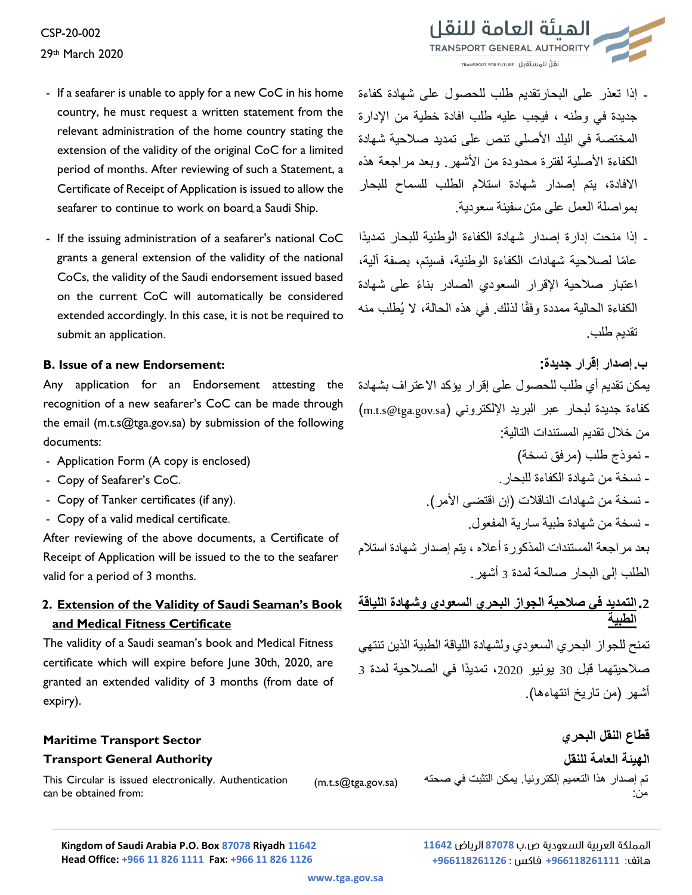- If a seafarer is unable to apply for a new CoC in his home country, he must request a written statement from the relevant administration of the home country stating the extension of the validity of the original CoC for a limited period of months. After reviewing of such a Statement, a Certificate of Receipt of Application is issued to allow the seafarer to continue to work on board a Saudi Ship.

- If the issuing administration of a seafarer's national CoC grants a general extension of the validity of the national CoCs, the validity of the Saudi endorsement issued based on the current CoC will automatically be considered extended accordingly. In this case, it is not required to submit an application.

**B. Issue of a new Endorsement:**

Any application for an Endorsement attesting the recognition of a new seafarer's CoC can be made through the email (m.t.s@tga.gov.sa) by submission of the following documents:

- Application Form (A copy is enclosed)
- Copy of Seafarer's CoC.
- Copy of Tanker certificates (if any).
- Copy of a valid medical certificate.

After reviewing of the above documents, a Certificate of Receipt of Application will be issued to the to the seafarer valid for a period of 3 months.

## 2. Extension of the Validity of Saudi Seaman's Book and Medical Fitness Certificate

The validity of a Saudi seaman's book and Medical Fitness certificate which will expire before June 30th, 2020, are granted an extended validity of 3 months (from date of expiry).

**Maritime Transport Sector**
**Transport General Authority**

This Circular is issued electronically. Authentication can be obtained from: (m.t.s@tga.gov.sa)

- إذا تعذر على البحارتقديم طلب للحصول على شهادة كفاءة جديدة في وطنه ، فيجب عليه طلب افادة خطية من الإدارة المختصة في البلد الأصلي تنص على تمديد صلاحية شهادة الكفاءة الأصلية لفترة محدودة من الأشهر. وبعد مراجعة هذه الافادة، يتم إصدار شهادة استلام الطلب للسماح للبحار بمواصلة العمل على متن سفينة سعودية.

- إذا منحت إدارة إصدار شهادة الكفاءة الوطنية للبحار تمديدًا عامًا لصلاحية شهادات الكفاءة الوطنية، فسيتم، بصفة آلية، اعتبار صلاحية الإقرار السعودي الصادر بناءً على شهادة الكفاءة الحالية ممددة وفقًا لذلك. في هذه الحالة، لا يُطلب منه تقديم طلب.

**ب. إصدار إقرار جديدة:**

يمكن تقديم أي طلب للحصول على إقرار يؤكد الاعتراف بشهادة كفاءة جديدة لبحار عبر البريد الإلكتروني (m.t.s@tga.gov.sa) من خلال تقديم المستندات التالية:

- نموذج طلب (مرفق نسخة)
- نسخة من شهادة الكفاءة للبحار.
- نسخة من شهادات الناقلات (إن اقتضى الأمر).
- نسخة من شهادة طبية سارية المفعول.

بعد مراجعة المستندات المذكورة أعلاه ، يتم إصدار شهادة استلام الطلب إلى البحار صالحة لمدة 3 أشهر.

## 2. التمديد في صلاحية الجواز البحري السعودي وشهادة اللياقة الطبية

تمنح للجواز البحري السعودي ولشهادة اللياقة الطبية الذين تنتهي صلاحيتهما قبل 30 يونيو 2020، تمديدًا في الصلاحية لمدة 3 أشهر (من تاريخ انتهاءها).

**قطاع النقل البحري**
**الهيئة العامة للنقل**

تم إصدار هذا التعميم إلكترونيا. يمكن التثبت في صحته من: